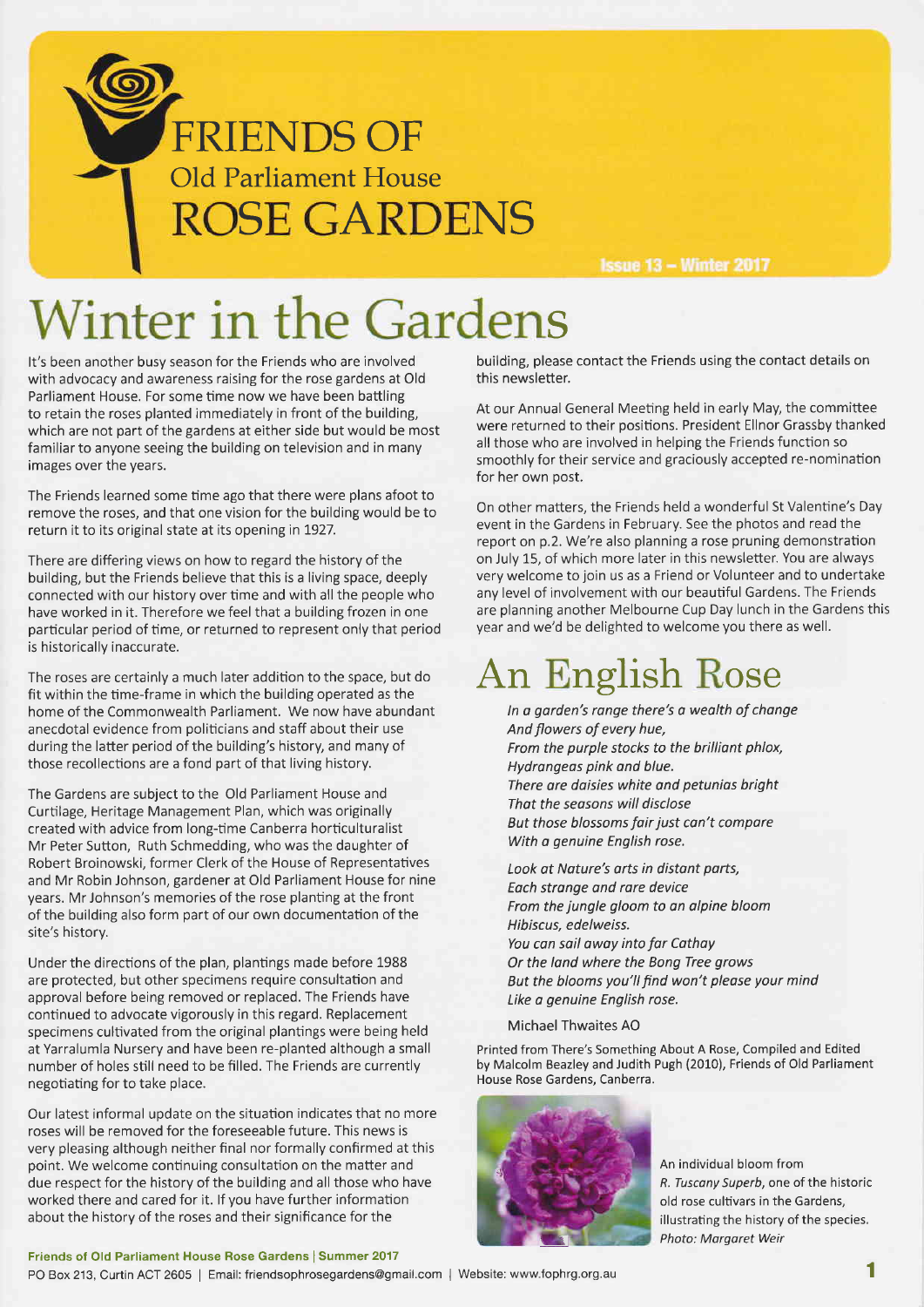# FRIENDS OF Old Parliament House ROSE GARDENS

Issue 13 – Winter 2017

# Winter in the Gardens

It's been another busy season for the Friends who are involved with advocacy and awareness raising for the rose gardens at Old Parliament House. For some time now we have been battling to retain the roses planted immediately in front of the building, which are not part of the gardens at either side but would be most familiar to anyone seeing the building on television and in many images over the years.

The Friends learned some time ago that there were plans afoot to remove the roses, and that one vision for the building would be to return it to its original state at its opening in 1927.

There are differing views on how to regard the history of the building, but the Friends believe that this is a living space, deeply connected with our history over time and with all the people who have worked in it. Therefore we feel that a building frozen in one particular period of time, or returned to represent only that period is historically inaccurate.

The roses are certainly a much later addition to the space, but do fit within the time-frame in which the building operated as the home of the Commonwealth Parliament. We now have abundant anecdotal evidence from politicians and staff about their use during the latter period of the building's history, and many of those recollections are a fond part of that living history.

The Gardens are subject to the Old Parliament House and Curtilage, Heritage Management Plan, which was originally created with advice from long-time Canberra horticulturalist Mr Peter Sutton, Ruth Schmedding, who was the daughter of Robert Broinowski, former Clerk of the House of Representatives and Mr Robin Johnson, gardener at Old Parliament House for nine years. Mr Johnson's memories of the rose planting at the front of the building also form part of our own documentation of the site's history.

Under the directions of the plan, plantings made before 1988 are protected, but other specimens require consultation and approval before being removed or replaced. The Friends have continued to advocate vigorously in this regard. Replacement specimens cultivated from the original plantings were being held at Yarralumla Nursery and have been re-planted although a small number of holes still need to be filled. The Friends are currently negotiating for to take place.

Our latest informal update on the situation indicates that no more roses will be removed for the foreseeable future. This news is very pleasing although neither final nor formally confirmed at this point. We welcome continuing consultation on the matter and due respect for the history of the building and all those who have worked there and cared for it. If you have further information about the history of the roses and their significance for the building, please contact the Friends using the contact details on this newsletter.

At our Annual General Meeting held in early May, the committee were returned to their positions. President Ellnor Grassby thanked all those who are involved in helping the Friends function so smoothly for their service and graciously accepted re-nomination for her own post.

On other matters, the Friends held a wonderful St Valentine's Day event in the Gardens in February. See the photos and read the report on p.2. We're also planning a rose pruning demonstration on July 15, of which more later in this newsletter. You are always very welcome to join us as a Friend or Volunteer and to undertake any level of involvement with our beautiful Gardens. The Friends are planning another Melbourne Cup Day lunch in the Gardens this year and we'd be delighted to welcome you there as well.

# An English Rose

*In a garden's range there's a wealth of change*
*And flowers of every hue,*
*From the purple stocks to the brilliant phlox,*
*Hydrangeas pink and blue.*
*There are daisies white and petunias bright*
*That the seasons will disclose*
*But those blossoms fair just can't compare*
*With a genuine English rose.*

*Look at Nature's arts in distant parts,*
*Each strange and rare device*
*From the jungle gloom to an alpine bloom*
*Hibiscus, edelweiss.*
*You can sail away into far Cathay*
*Or the land where the Bong Tree grows*
*But the blooms you'll find won't please your mind*
*Like a genuine English rose.*

Michael Thwaites AO

Printed from There's Something About A Rose, Compiled and Edited by Malcolm Beazley and Judith Pugh (2010), Friends of Old Parliament House Rose Gardens, Canberra.

An individual bloom from *R. Tuscany Superb*, one of the historic old rose cultivars in the Gardens, illustrating the history of the species. *Photo: Margaret Weir*

PO Box 213, Curtin ACT 2605 | Email: friendsophrosegardens@gmail.com | Website: www.fophrg.org.au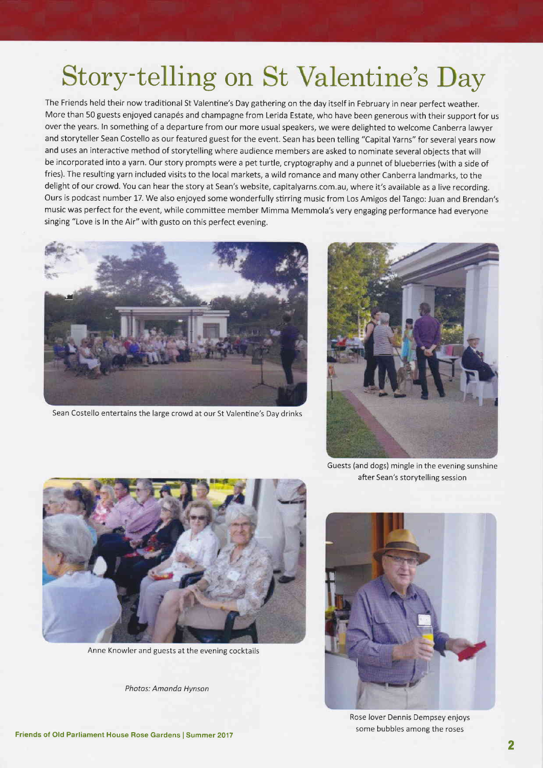# Story-telling on St Valentine's Day

The Friends held their now traditional St Valentine's Day gathering on the day itself in February in near perfect weather. More than 50 guests enjoyed canapés and champagne from Lerida Estate, who have been generous with their support for us over the years. In something of a departure from our more usual speakers, we were delighted to welcome Canberra lawyer and storyteller Sean Costello as our featured guest for the event. Sean has been telling "Capital Yarns" for several years now and uses an interactive method of storytelling where audience members are asked to nominate several objects that will be incorporated into a yarn. Our story prompts were a pet turtle, cryptography and a punnet of blueberries (with a side of fries). The resulting yarn included visits to the local markets, a wild romance and many other Canberra landmarks, to the delight of our crowd. You can hear the story at Sean's website, capitalyarns.com.au, where it's available as a live recording. Ours is podcast number 17. We also enjoyed some wonderfully stirring music from Los Amigos del Tango: Juan and Brendan's music was perfect for the event, while committee member Mimma Memmola's very engaging performance had everyone singing "Love is In the Air" with gusto on this perfect evening.

Sean Costello entertains the large crowd at our St Valentine's Day drinks

Guests (and dogs) mingle in the evening sunshine after Sean's storytelling session

Anne Knowler and guests at the evening cocktails

*Photos: Amanda Hynson*

Rose lover Dennis Dempsey enjoys some bubbles among the roses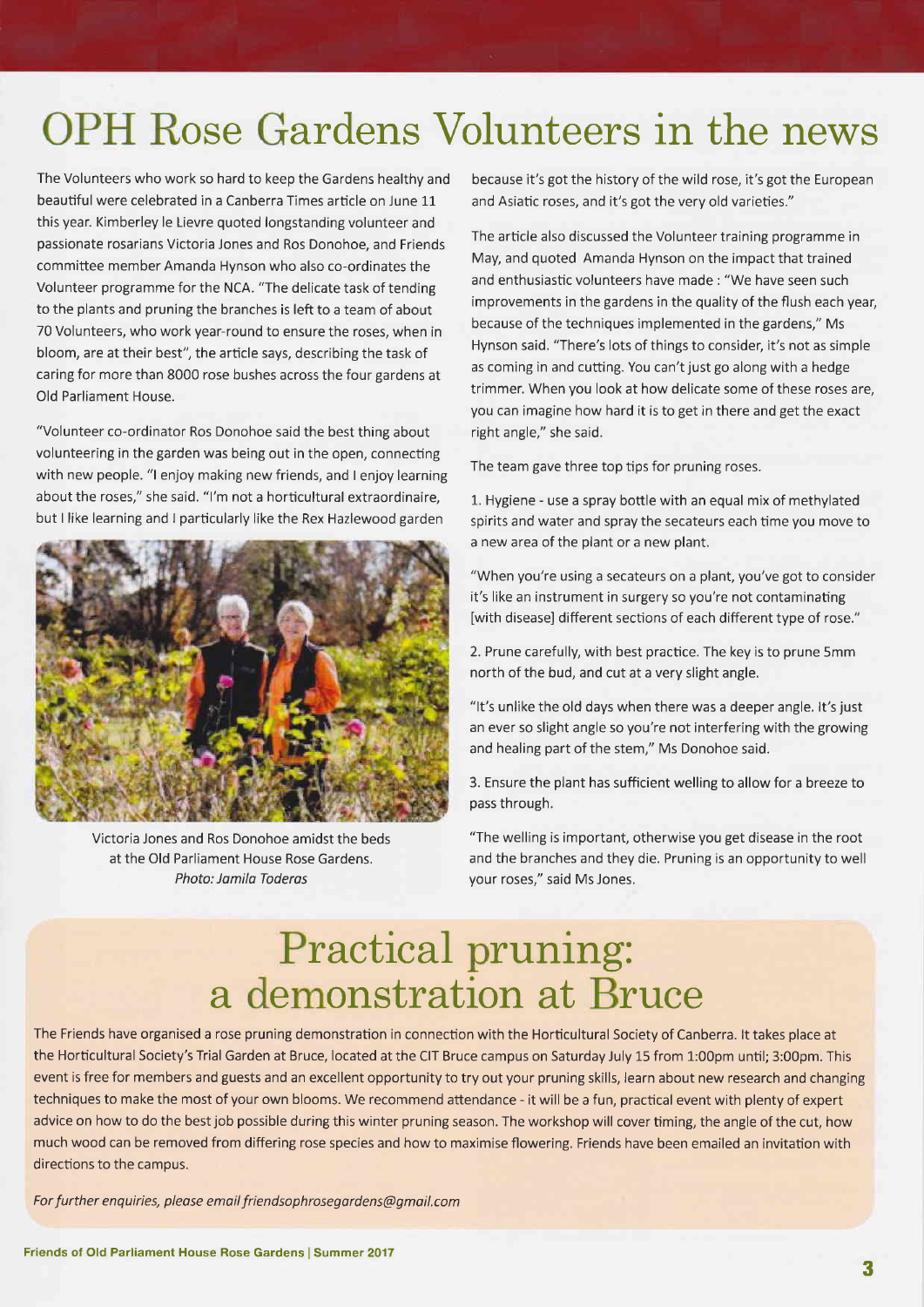# OPH Rose Gardens Volunteers in the news

The Volunteers who work so hard to keep the Gardens healthy and beautiful were celebrated in a Canberra Times article on June 11 this year. Kimberley le Lievre quoted longstanding volunteer and passionate rosarians Victoria Jones and Ros Donohoe, and Friends committee member Amanda Hynson who also co-ordinates the Volunteer programme for the NCA. "The delicate task of tending to the plants and pruning the branches is left to a team of about 70 Volunteers, who work year-round to ensure the roses, when in bloom, are at their best", the article says, describing the task of caring for more than 8000 rose bushes across the four gardens at Old Parliament House.

"Volunteer co-ordinator Ros Donohoe said the best thing about volunteering in the garden was being out in the open, connecting with new people. "I enjoy making new friends, and I enjoy learning about the roses," she said. "I'm not a horticultural extraordinaire, but I like learning and I particularly like the Rex Hazlewood garden because it's got the history of the wild rose, it's got the European and Asiatic roses, and it's got the very old varieties."

Victoria Jones and Ros Donohoe amidst the beds at the Old Parliament House Rose Gardens. *Photo: Jamila Toderas*

The article also discussed the Volunteer training programme in May, and quoted Amanda Hynson on the impact that trained and enthusiastic volunteers have made : "We have seen such improvements in the gardens in the quality of the flush each year, because of the techniques implemented in the gardens," Ms Hynson said. "There's lots of things to consider, it's not as simple as coming in and cutting. You can't just go along with a hedge trimmer. When you look at how delicate some of these roses are, you can imagine how hard it is to get in there and get the exact right angle," she said.

The team gave three top tips for pruning roses.

1. Hygiene - use a spray bottle with an equal mix of methylated spirits and water and spray the secateurs each time you move to a new area of the plant or a new plant.

"When you're using a secateurs on a plant, you've got to consider it's like an instrument in surgery so you're not contaminating [with disease] different sections of each different type of rose."

2. Prune carefully, with best practice. The key is to prune 5mm north of the bud, and cut at a very slight angle.

"It's unlike the old days when there was a deeper angle. It's just an ever so slight angle so you're not interfering with the growing and healing part of the stem," Ms Donohoe said.

3. Ensure the plant has sufficient welling to allow for a breeze to pass through.

"The welling is important, otherwise you get disease in the root and the branches and they die. Pruning is an opportunity to well your roses," said Ms Jones.

## Practical pruning: a demonstration at Bruce

The Friends have organised a rose pruning demonstration in connection with the Horticultural Society of Canberra. It takes place at the Horticultural Society's Trial Garden at Bruce, located at the CIT Bruce campus on Saturday July 15 from 1:00pm until; 3:00pm. This event is free for members and guests and an excellent opportunity to try out your pruning skills, learn about new research and changing techniques to make the most of your own blooms. We recommend attendance - it will be a fun, practical event with plenty of expert advice on how to do the best job possible during this winter pruning season. The workshop will cover timing, the angle of the cut, how much wood can be removed from differing rose species and how to maximise flowering. Friends have been emailed an invitation with directions to the campus.

*For further enquiries, please email friendsophrosegardens@gmail.com*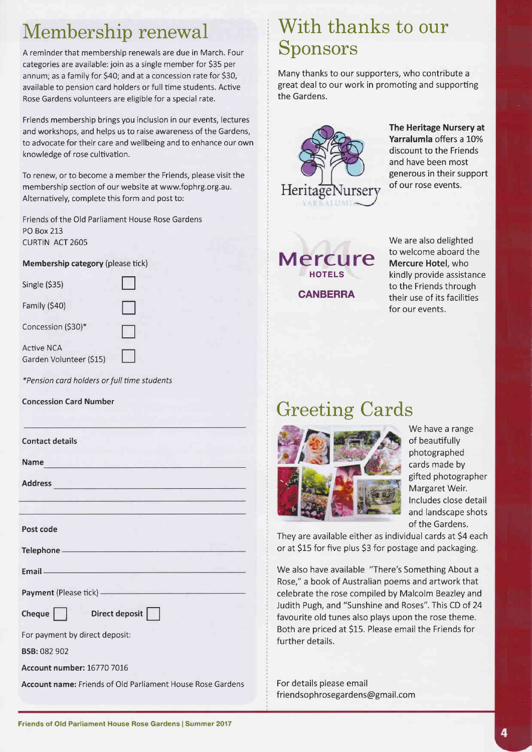# Membership renewal

A reminder that membership renewals are due in March. Four categories are available: join as a single member for $35 per annum; as a family for $40; and at a concession rate for $30, available to pension card holders or full time students. Active Rose Gardens volunteers are eligible for a special rate.

Friends membership brings you inclusion in our events, lectures and workshops, and helps us to raise awareness of the Gardens, to advocate for their care and wellbeing and to enhance our own knowledge of rose cultivation.

To renew, or to become a member the Friends, please visit the membership section of our website at www.fophrg.org.au. Alternatively, complete this form and post to:

Friends of the Old Parliament House Rose Gardens
PO Box 213
CURTIN ACT 2605

**Membership category** (please tick)

Single ($35) ☐

Family ($40) ☐

Concession ($30)* ☐

Active NCA Garden Volunteer ($15) ☐

*Pension card holders or full time students*

**Concession Card Number**

______________________________

**Contact details**

**Name** ______________________________

**Address** ______________________________

______________________________

______________________________

**Post code**

**Telephone** ______________________________

**Email** ______________________________

**Payment** (Please tick) ______________________________

**Cheque** ☐ **Direct deposit** ☐

For payment by direct deposit:

**BSB:** 082 902

**Account number:** 16770 7016

**Account name:** Friends of Old Parliament House Rose Gardens

# With thanks to our Sponsors

Many thanks to our supporters, who contribute a great deal to our work in promoting and supporting the Gardens.

HeritageNursery YARRALUMLA

**The Heritage Nursery at Yarralumla** offers a 10% discount to the Friends and have been most generous in their support of our rose events.

Mercure HOTELS CANBERRA

We are also delighted to welcome aboard the **Mercure Hotel**, who kindly provide assistance to the Friends through their use of its facilities for our events.

# Greeting Cards

We have a range of beautifully photographed cards made by gifted photographer Margaret Weir. Includes close detail and landscape shots of the Gardens.

They are available either as individual cards at $4 each or at $15 for five plus $3 for postage and packaging.

We also have available "There's Something About a Rose," a book of Australian poems and artwork that celebrate the rose compiled by Malcolm Beazley and Judith Pugh, and "Sunshine and Roses". This CD of 24 favourite old tunes also plays upon the rose theme. Both are priced at $15. Please email the Friends for further details.

For details please email friendsophrosegardens@gmail.com